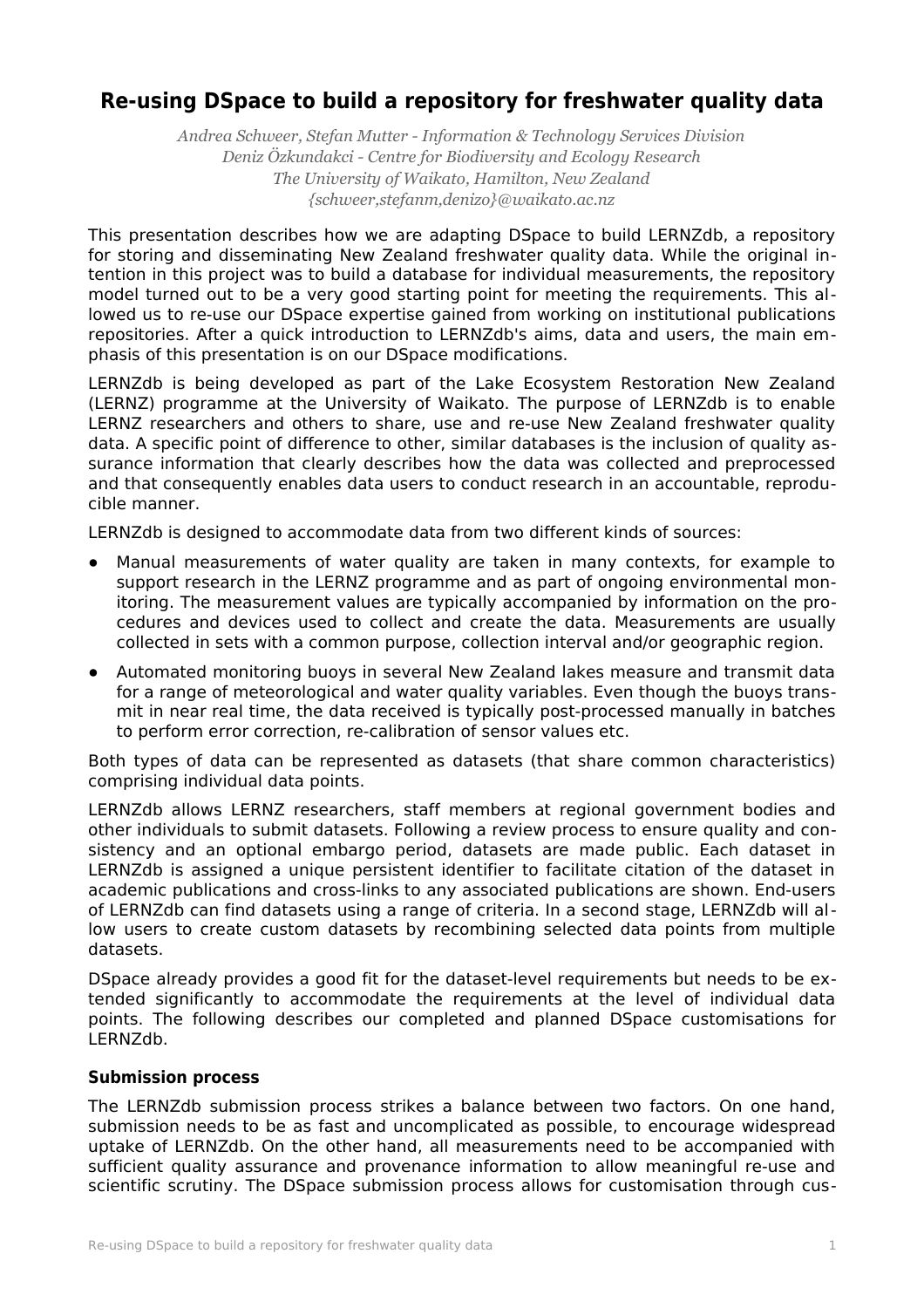# Re-using DSpace to build a repository for freshwater quality data

*Andrea Schweer, Stefan Mutter - Information & Technology Services Division*
*Deniz Özkundakci - Centre for Biodiversity and Ecology Research*
*The University of Waikato, Hamilton, New Zealand*
*{schweer,stefanm,denizo}@waikato.ac.nz*

This presentation describes how we are adapting DSpace to build LERNZdb, a repository for storing and disseminating New Zealand freshwater quality data. While the original intention in this project was to build a database for individual measurements, the repository model turned out to be a very good starting point for meeting the requirements. This allowed us to re-use our DSpace expertise gained from working on institutional publications repositories. After a quick introduction to LERNZdb's aims, data and users, the main emphasis of this presentation is on our DSpace modifications.

LERNZdb is being developed as part of the Lake Ecosystem Restoration New Zealand (LERNZ) programme at the University of Waikato. The purpose of LERNZdb is to enable LERNZ researchers and others to share, use and re-use New Zealand freshwater quality data. A specific point of difference to other, similar databases is the inclusion of quality assurance information that clearly describes how the data was collected and preprocessed and that consequently enables data users to conduct research in an accountable, reproducible manner.

LERNZdb is designed to accommodate data from two different kinds of sources:

- Manual measurements of water quality are taken in many contexts, for example to support research in the LERNZ programme and as part of ongoing environmental monitoring. The measurement values are typically accompanied by information on the procedures and devices used to collect and create the data. Measurements are usually collected in sets with a common purpose, collection interval and/or geographic region.
- Automated monitoring buoys in several New Zealand lakes measure and transmit data for a range of meteorological and water quality variables. Even though the buoys transmit in near real time, the data received is typically post-processed manually in batches to perform error correction, re-calibration of sensor values etc.

Both types of data can be represented as datasets (that share common characteristics) comprising individual data points.

LERNZdb allows LERNZ researchers, staff members at regional government bodies and other individuals to submit datasets. Following a review process to ensure quality and consistency and an optional embargo period, datasets are made public. Each dataset in LERNZdb is assigned a unique persistent identifier to facilitate citation of the dataset in academic publications and cross-links to any associated publications are shown. End-users of LERNZdb can find datasets using a range of criteria. In a second stage, LERNZdb will allow users to create custom datasets by recombining selected data points from multiple datasets.

DSpace already provides a good fit for the dataset-level requirements but needs to be extended significantly to accommodate the requirements at the level of individual data points. The following describes our completed and planned DSpace customisations for LERNZdb.

### Submission process

The LERNZdb submission process strikes a balance between two factors. On one hand, submission needs to be as fast and uncomplicated as possible, to encourage widespread uptake of LERNZdb. On the other hand, all measurements need to be accompanied with sufficient quality assurance and provenance information to allow meaningful re-use and scientific scrutiny. The DSpace submission process allows for customisation through cus-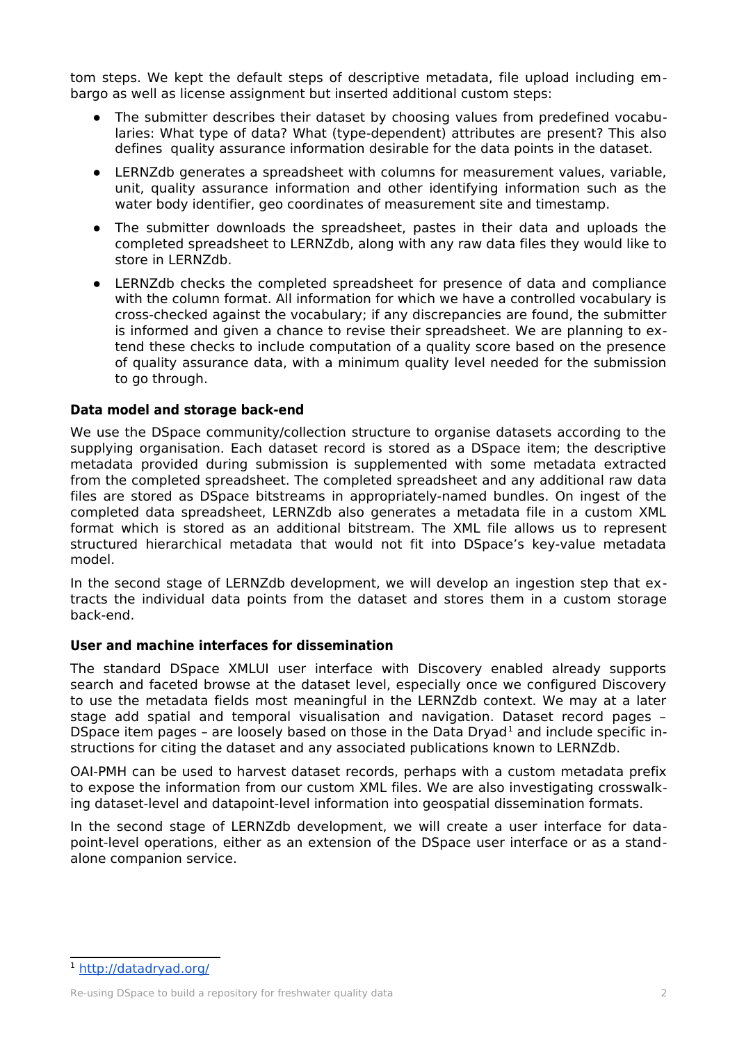tom steps. We kept the default steps of descriptive metadata, file upload including embargo as well as license assignment but inserted additional custom steps:

- The submitter describes their dataset by choosing values from predefined vocabularies: What type of data? What (type-dependent) attributes are present? This also defines quality assurance information desirable for the data points in the dataset.
- LERNZdb generates a spreadsheet with columns for measurement values, variable, unit, quality assurance information and other identifying information such as the water body identifier, geo coordinates of measurement site and timestamp.
- The submitter downloads the spreadsheet, pastes in their data and uploads the completed spreadsheet to LERNZdb, along with any raw data files they would like to store in LERNZdb.
- LERNZdb checks the completed spreadsheet for presence of data and compliance with the column format. All information for which we have a controlled vocabulary is cross-checked against the vocabulary; if any discrepancies are found, the submitter is informed and given a chance to revise their spreadsheet. We are planning to extend these checks to include computation of a quality score based on the presence of quality assurance data, with a minimum quality level needed for the submission to go through.

**Data model and storage back-end**

We use the DSpace community/collection structure to organise datasets according to the supplying organisation. Each dataset record is stored as a DSpace item; the descriptive metadata provided during submission is supplemented with some metadata extracted from the completed spreadsheet. The completed spreadsheet and any additional raw data files are stored as DSpace bitstreams in appropriately-named bundles. On ingest of the completed data spreadsheet, LERNZdb also generates a metadata file in a custom XML format which is stored as an additional bitstream. The XML file allows us to represent structured hierarchical metadata that would not fit into DSpace's key-value metadata model.

In the second stage of LERNZdb development, we will develop an ingestion step that extracts the individual data points from the dataset and stores them in a custom storage back-end.

**User and machine interfaces for dissemination**

The standard DSpace XMLUI user interface with Discovery enabled already supports search and faceted browse at the dataset level, especially once we configured Discovery to use the metadata fields most meaningful in the LERNZdb context. We may at a later stage add spatial and temporal visualisation and navigation. Dataset record pages – DSpace item pages – are loosely based on those in the Data Dryad[1] and include specific instructions for citing the dataset and any associated publications known to LERNZdb.

OAI-PMH can be used to harvest dataset records, perhaps with a custom metadata prefix to expose the information from our custom XML files. We are also investigating crosswalking dataset-level and datapoint-level information into geospatial dissemination formats.

In the second stage of LERNZdb development, we will create a user interface for datapoint-level operations, either as an extension of the DSpace user interface or as a standalone companion service.

[1] http://datadryad.org/